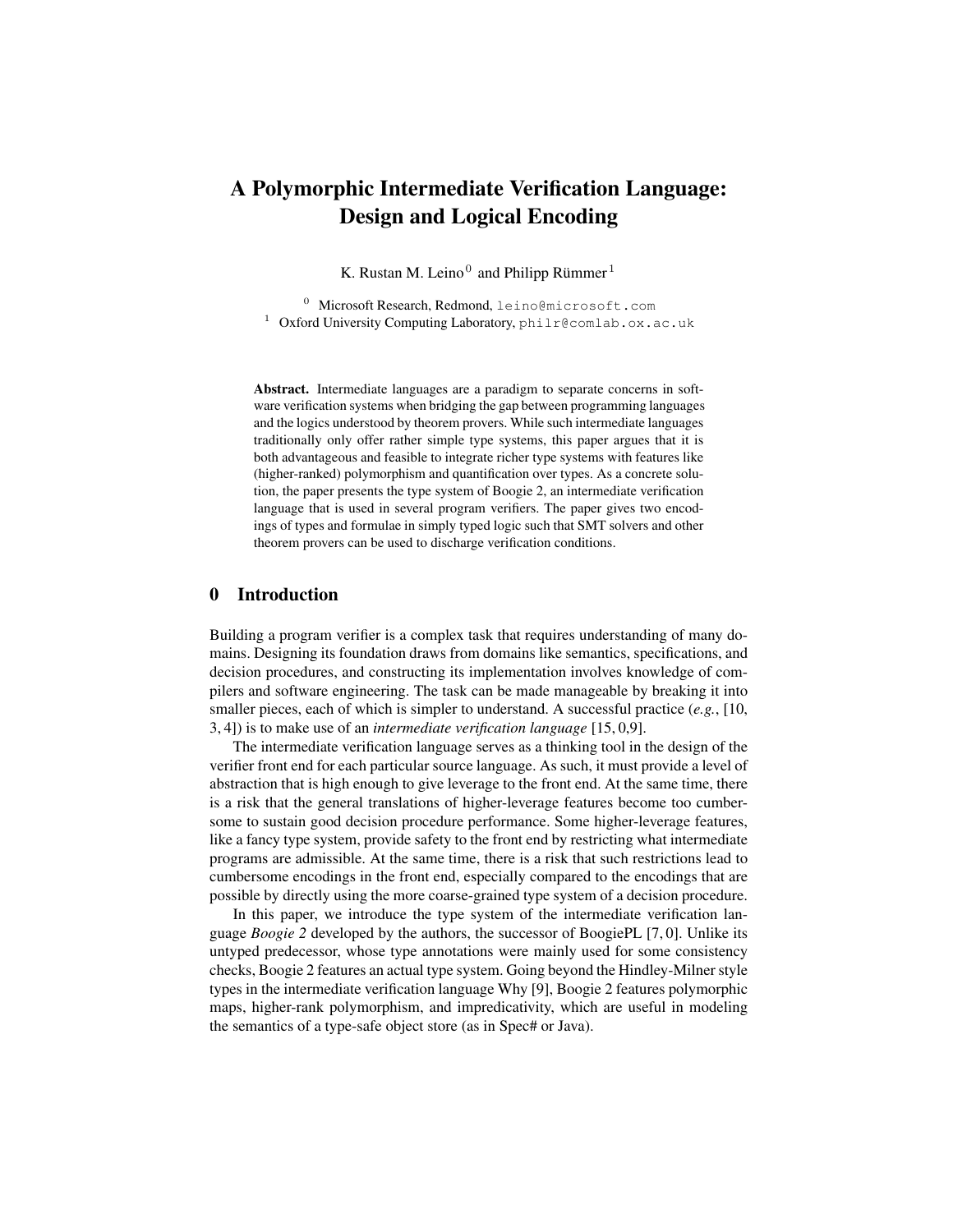# A Polymorphic Intermediate Verification Language: Design and Logical Encoding

K. Rustan M. Leino[0] and Philipp Rümmer[1]

[0] Microsoft Research, Redmond, leino@microsoft.com
[1] Oxford University Computing Laboratory, philr@comlab.ox.ac.uk

**Abstract.** Intermediate languages are a paradigm to separate concerns in software verification systems when bridging the gap between programming languages and the logics understood by theorem provers. While such intermediate languages traditionally only offer rather simple type systems, this paper argues that it is both advantageous and feasible to integrate richer type systems with features like (higher-ranked) polymorphism and quantification over types. As a concrete solution, the paper presents the type system of Boogie 2, an intermediate verification language that is used in several program verifiers. The paper gives two encodings of types and formulae in simply typed logic such that SMT solvers and other theorem provers can be used to discharge verification conditions.

## 0 Introduction

Building a program verifier is a complex task that requires understanding of many domains. Designing its foundation draws from domains like semantics, specifications, and decision procedures, and constructing its implementation involves knowledge of compilers and software engineering. The task can be made manageable by breaking it into smaller pieces, each of which is simpler to understand. A successful practice (*e.g.*, [10, 3, 4]) is to make use of an *intermediate verification language* [15, 0,9].

The intermediate verification language serves as a thinking tool in the design of the verifier front end for each particular source language. As such, it must provide a level of abstraction that is high enough to give leverage to the front end. At the same time, there is a risk that the general translations of higher-leverage features become too cumbersome to sustain good decision procedure performance. Some higher-leverage features, like a fancy type system, provide safety to the front end by restricting what intermediate programs are admissible. At the same time, there is a risk that such restrictions lead to cumbersome encodings in the front end, especially compared to the encodings that are possible by directly using the more coarse-grained type system of a decision procedure.

In this paper, we introduce the type system of the intermediate verification language *Boogie 2* developed by the authors, the successor of BoogiePL [7, 0]. Unlike its untyped predecessor, whose type annotations were mainly used for some consistency checks, Boogie 2 features an actual type system. Going beyond the Hindley-Milner style types in the intermediate verification language Why [9], Boogie 2 features polymorphic maps, higher-rank polymorphism, and impredicativity, which are useful in modeling the semantics of a type-safe object store (as in Spec# or Java).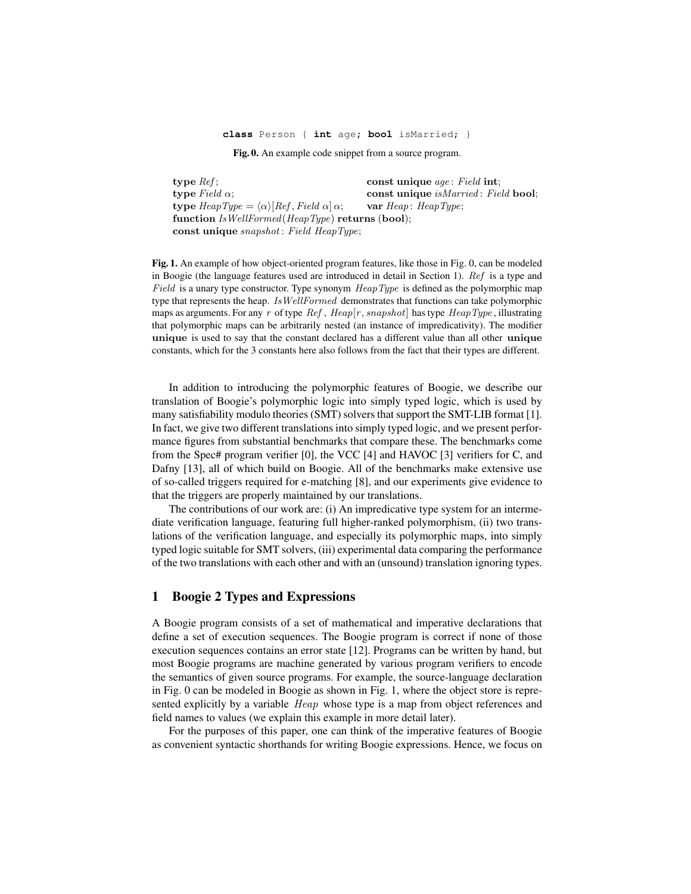```
class Person { int age; bool isMarried; }
```

**Fig. 0.** An example code snippet from a source program.

**type** $Ref$;
**type** $Field\ \alpha$;
**type** $HeapType = \langle\alpha\rangle[Ref, Field\ \alpha]\,\alpha$;
**function** $IsWellFormed(HeapType)$ **returns** (**bool**);
**const unique** $snapshot : Field\ HeapType$;
**const unique** $age : Field$ **int**;
**const unique** $isMarried : Field$ **bool**;
**var** $Heap : HeapType$;

**Fig. 1.** An example of how object-oriented program features, like those in Fig. 0, can be modeled in Boogie (the language features used are introduced in detail in Section 1). $Ref$ is a type and $Field$ is a unary type constructor. Type synonym $HeapType$ is defined as the polymorphic map type that represents the heap. $IsWellFormed$ demonstrates that functions can take polymorphic maps as arguments. For any $r$ of type $Ref$, $Heap[r, snapshot]$ has type $HeapType$, illustrating that polymorphic maps can be arbitrarily nested (an instance of impredicativity). The modifier **unique** is used to say that the constant declared has a different value than all other **unique** constants, which for the 3 constants here also follows from the fact that their types are different.

In addition to introducing the polymorphic features of Boogie, we describe our translation of Boogie's polymorphic logic into simply typed logic, which is used by many satisfiability modulo theories (SMT) solvers that support the SMT-LIB format [1]. In fact, we give two different translations into simply typed logic, and we present performance figures from substantial benchmarks that compare these. The benchmarks come from the Spec# program verifier [0], the VCC [4] and HAVOC [3] verifiers for C, and Dafny [13], all of which build on Boogie. All of the benchmarks make extensive use of so-called triggers required for e-matching [8], and our experiments give evidence to that the triggers are properly maintained by our translations.

The contributions of our work are: (i) An impredicative type system for an intermediate verification language, featuring full higher-ranked polymorphism, (ii) two translations of the verification language, and especially its polymorphic maps, into simply typed logic suitable for SMT solvers, (iii) experimental data comparing the performance of the two translations with each other and with an (unsound) translation ignoring types.

## 1 Boogie 2 Types and Expressions

A Boogie program consists of a set of mathematical and imperative declarations that define a set of execution sequences. The Boogie program is correct if none of those execution sequences contains an error state [12]. Programs can be written by hand, but most Boogie programs are machine generated by various program verifiers to encode the semantics of given source programs. For example, the source-language declaration in Fig. 0 can be modeled in Boogie as shown in Fig. 1, where the object store is represented explicitly by a variable $Heap$ whose type is a map from object references and field names to values (we explain this example in more detail later).

For the purposes of this paper, one can think of the imperative features of Boogie as convenient syntactic shorthands for writing Boogie expressions. Hence, we focus on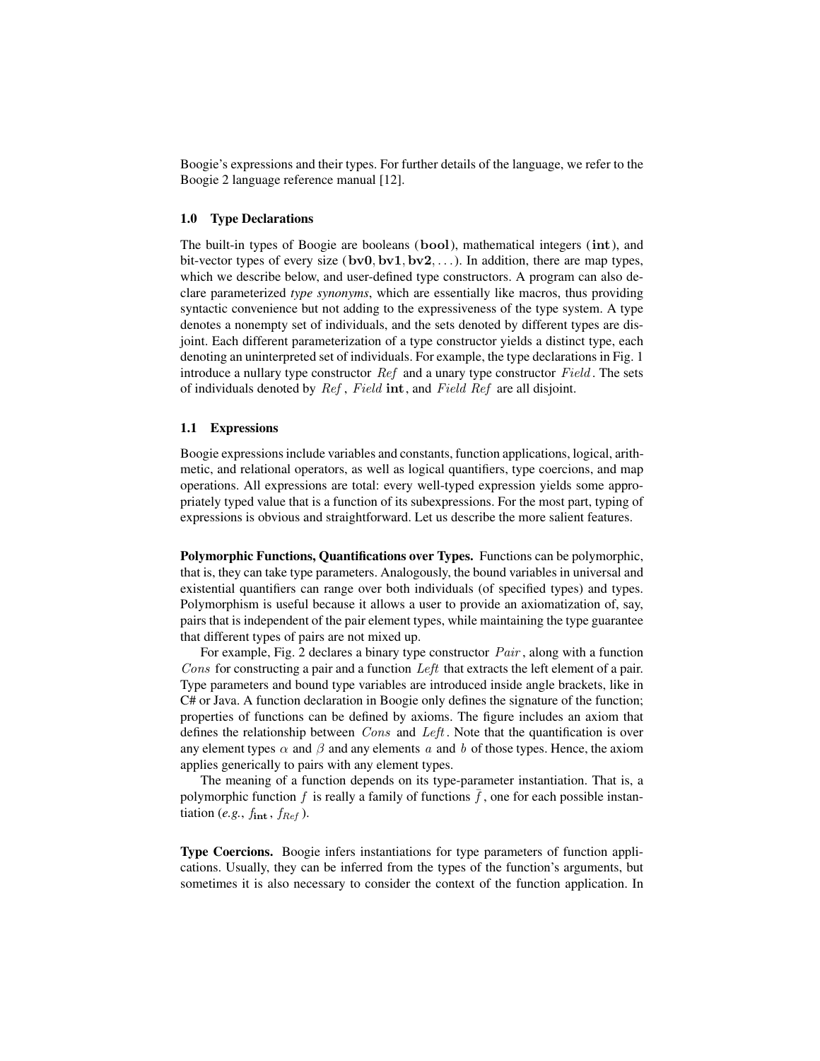Boogie's expressions and their types. For further details of the language, we refer to the Boogie 2 language reference manual [12].

### 1.0 Type Declarations

The built-in types of Boogie are booleans ($\mathbf{bool}$), mathematical integers ($\mathbf{int}$), and bit-vector types of every size ($\mathbf{bv0}, \mathbf{bv1}, \mathbf{bv2}, \ldots$). In addition, there are map types, which we describe below, and user-defined type constructors. A program can also declare parameterized *type synonyms*, which are essentially like macros, thus providing syntactic convenience but not adding to the expressiveness of the type system. A type denotes a nonempty set of individuals, and the sets denoted by different types are disjoint. Each different parameterization of a type constructor yields a distinct type, each denoting an uninterpreted set of individuals. For example, the type declarations in Fig. 1 introduce a nullary type constructor $Ref$ and a unary type constructor $Field$. The sets of individuals denoted by $Ref$, $Field\ \mathbf{int}$, and $Field\ Ref$ are all disjoint.

### 1.1 Expressions

Boogie expressions include variables and constants, function applications, logical, arithmetic, and relational operators, as well as logical quantifiers, type coercions, and map operations. All expressions are total: every well-typed expression yields some appropriately typed value that is a function of its subexpressions. For the most part, typing of expressions is obvious and straightforward. Let us describe the more salient features.

**Polymorphic Functions, Quantifications over Types.** Functions can be polymorphic, that is, they can take type parameters. Analogously, the bound variables in universal and existential quantifiers can range over both individuals (of specified types) and types. Polymorphism is useful because it allows a user to provide an axiomatization of, say, pairs that is independent of the pair element types, while maintaining the type guarantee that different types of pairs are not mixed up.

For example, Fig. 2 declares a binary type constructor $Pair$, along with a function $Cons$ for constructing a pair and a function $Left$ that extracts the left element of a pair. Type parameters and bound type variables are introduced inside angle brackets, like in C# or Java. A function declaration in Boogie only defines the signature of the function; properties of functions can be defined by axioms. The figure includes an axiom that defines the relationship between $Cons$ and $Left$. Note that the quantification is over any element types $\alpha$ and $\beta$ and any elements $a$ and $b$ of those types. Hence, the axiom applies generically to pairs with any element types.

The meaning of a function depends on its type-parameter instantiation. That is, a polymorphic function $f$ is really a family of functions $\bar{f}$, one for each possible instantiation (*e.g.*, $f_{\mathbf{int}}$, $f_{Ref}$).

**Type Coercions.** Boogie infers instantiations for type parameters of function applications. Usually, they can be inferred from the types of the function's arguments, but sometimes it is also necessary to consider the context of the function application. In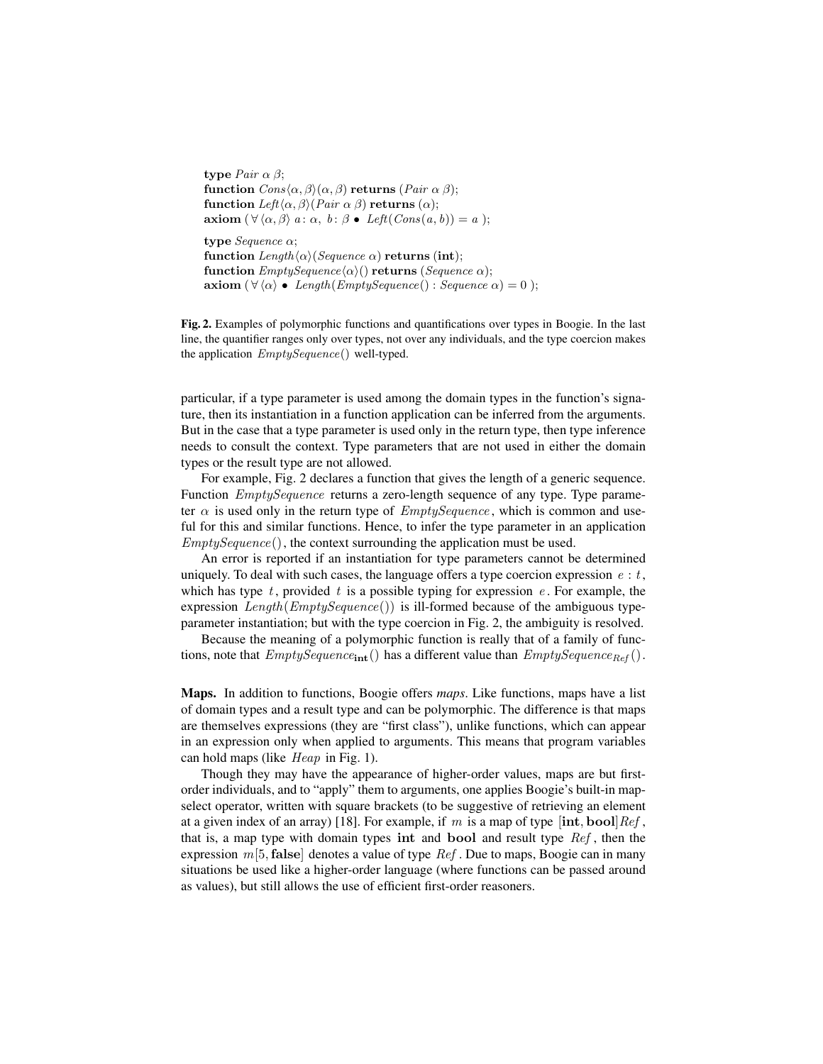**type** *Pair* $\alpha$ $\beta$;
**function** *Cons*$\langle\alpha,\beta\rangle(\alpha,\beta)$ **returns** (*Pair* $\alpha$ $\beta$);
**function** *Left*$\langle\alpha,\beta\rangle$(*Pair* $\alpha$ $\beta$) **returns** ($\alpha$);
**axiom** ($\forall\,\langle\alpha,\beta\rangle\; a\colon \alpha,\; b\colon \beta \bullet\; Left(Cons(a,b)) = a$ );

**type** *Sequence* $\alpha$;
**function** *Length*$\langle\alpha\rangle$(*Sequence* $\alpha$) **returns** (**int**);
**function** *EmptySequence*$\langle\alpha\rangle$() **returns** (*Sequence* $\alpha$);
**axiom** ($\forall\,\langle\alpha\rangle \bullet\; Length(EmptySequence() : Sequence\ \alpha) = 0$ );

**Fig. 2.** Examples of polymorphic functions and quantifications over types in Boogie. In the last line, the quantifier ranges only over types, not over any individuals, and the type coercion makes the application $EmptySequence()$ well-typed.

particular, if a type parameter is used among the domain types in the function's signature, then its instantiation in a function application can be inferred from the arguments. But in the case that a type parameter is used only in the return type, then type inference needs to consult the context. Type parameters that are not used in either the domain types or the result type are not allowed.

For example, Fig. 2 declares a function that gives the length of a generic sequence. Function $EmptySequence$ returns a zero-length sequence of any type. Type parameter $\alpha$ is used only in the return type of $EmptySequence$, which is common and useful for this and similar functions. Hence, to infer the type parameter in an application $EmptySequence()$, the context surrounding the application must be used.

An error is reported if an instantiation for type parameters cannot be determined uniquely. To deal with such cases, the language offers a type coercion expression $e : t$, which has type $t$, provided $t$ is a possible typing for expression $e$. For example, the expression $Length(EmptySequence())$ is ill-formed because of the ambiguous type-parameter instantiation; but with the type coercion in Fig. 2, the ambiguity is resolved.

Because the meaning of a polymorphic function is really that of a family of functions, note that $EmptySequence_{\mathbf{int}}()$ has a different value than $EmptySequence_{Ref}()$.

**Maps.** In addition to functions, Boogie offers *maps*. Like functions, maps have a list of domain types and a result type and can be polymorphic. The difference is that maps are themselves expressions (they are "first class"), unlike functions, which can appear in an expression only when applied to arguments. This means that program variables can hold maps (like $Heap$ in Fig. 1).

Though they may have the appearance of higher-order values, maps are but first-order individuals, and to "apply" them to arguments, one applies Boogie's built-in map-select operator, written with square brackets (to be suggestive of retrieving an element at a given index of an array) [18]. For example, if $m$ is a map of type $[\mathbf{int}, \mathbf{bool}]Ref$, that is, a map type with domain types **int** and **bool** and result type $Ref$, then the expression $m[5, \mathbf{false}]$ denotes a value of type $Ref$. Due to maps, Boogie can in many situations be used like a higher-order language (where functions can be passed around as values), but still allows the use of efficient first-order reasoners.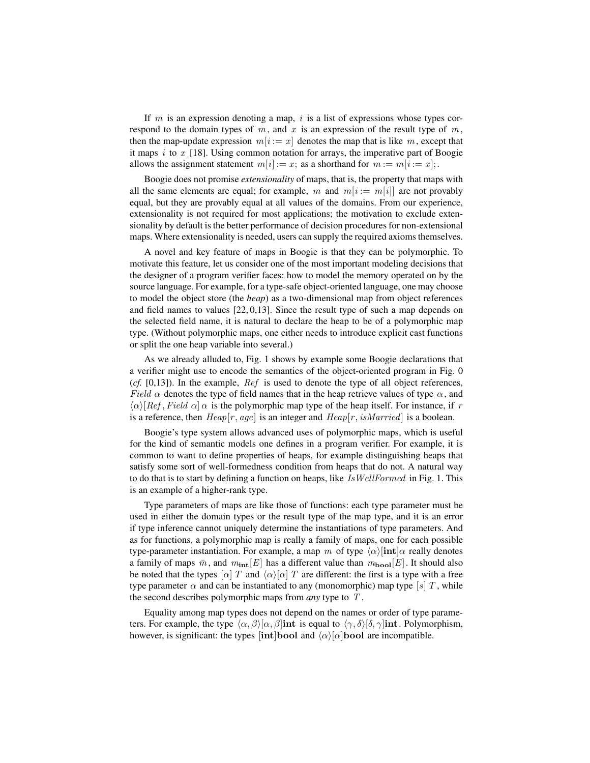If $m$ is an expression denoting a map, $i$ is a list of expressions whose types correspond to the domain types of $m$, and $x$ is an expression of the result type of $m$, then the map-update expression $m[i := x]$ denotes the map that is like $m$, except that it maps $i$ to $x$ [18]. Using common notation for arrays, the imperative part of Boogie allows the assignment statement $m[i] := x;$ as a shorthand for $m := m[i := x];$.

Boogie does not promise *extensionality* of maps, that is, the property that maps with all the same elements are equal; for example, $m$ and $m[i := m[i]]$ are not provably equal, but they are provably equal at all values of the domains. From our experience, extensionality is not required for most applications; the motivation to exclude extensionality by default is the better performance of decision procedures for non-extensional maps. Where extensionality is needed, users can supply the required axioms themselves.

A novel and key feature of maps in Boogie is that they can be polymorphic. To motivate this feature, let us consider one of the most important modeling decisions that the designer of a program verifier faces: how to model the memory operated on by the source language. For example, for a type-safe object-oriented language, one may choose to model the object store (the *heap*) as a two-dimensional map from object references and field names to values [22, 0,13]. Since the result type of such a map depends on the selected field name, it is natural to declare the heap to be of a polymorphic map type. (Without polymorphic maps, one either needs to introduce explicit cast functions or split the one heap variable into several.)

As we already alluded to, Fig. 1 shows by example some Boogie declarations that a verifier might use to encode the semantics of the object-oriented program in Fig. 0 (*cf.* [0,13]). In the example, $Ref$ is used to denote the type of all object references, $Field\ \alpha$ denotes the type of field names that in the heap retrieve values of type $\alpha$, and $\langle\alpha\rangle[Ref, Field\ \alpha]\,\alpha$ is the polymorphic map type of the heap itself. For instance, if $r$ is a reference, then $Heap[r, age]$ is an integer and $Heap[r, isMarried]$ is a boolean.

Boogie's type system allows advanced uses of polymorphic maps, which is useful for the kind of semantic models one defines in a program verifier. For example, it is common to want to define properties of heaps, for example distinguishing heaps that satisfy some sort of well-formedness condition from heaps that do not. A natural way to do that is to start by defining a function on heaps, like $IsWellFormed$ in Fig. 1. This is an example of a higher-rank type.

Type parameters of maps are like those of functions: each type parameter must be used in either the domain types or the result type of the map type, and it is an error if type inference cannot uniquely determine the instantiations of type parameters. And as for functions, a polymorphic map is really a family of maps, one for each possible type-parameter instantiation. For example, a map $m$ of type $\langle\alpha\rangle[\mathbf{int}]\alpha$ really denotes a family of maps $\bar{m}$, and $m_{\mathbf{int}}[E]$ has a different value than $m_{\mathbf{bool}}[E]$. It should also be noted that the types $[\alpha]\ T$ and $\langle\alpha\rangle[\alpha]\ T$ are different: the first is a type with a free type parameter $\alpha$ and can be instantiated to any (monomorphic) map type $[s]\ T$, while the second describes polymorphic maps from *any* type to $T$.

Equality among map types does not depend on the names or order of type parameters. For example, the type $\langle\alpha, \beta\rangle[\alpha, \beta]\mathbf{int}$ is equal to $\langle\gamma, \delta\rangle[\delta, \gamma]\mathbf{int}$. Polymorphism, however, is significant: the types $[\mathbf{int}]\mathbf{bool}$ and $\langle\alpha\rangle[\alpha]\mathbf{bool}$ are incompatible.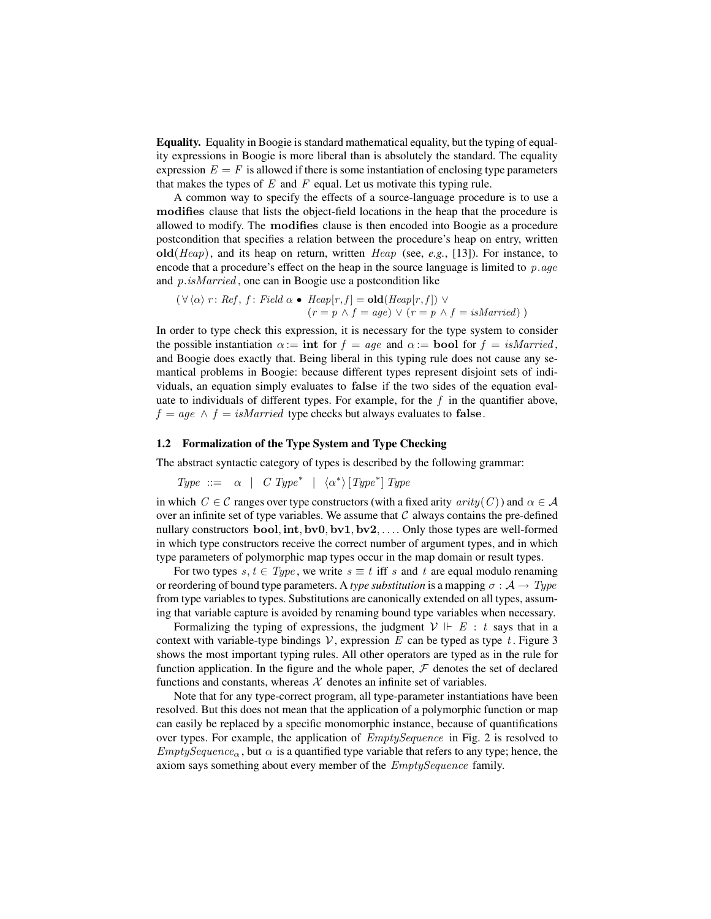**Equality.** Equality in Boogie is standard mathematical equality, but the typing of equality expressions in Boogie is more liberal than is absolutely the standard. The equality expression $E = F$ is allowed if there is some instantiation of enclosing type parameters that makes the types of $E$ and $F$ equal. Let us motivate this typing rule.

A common way to specify the effects of a source-language procedure is to use a **modifies** clause that lists the object-field locations in the heap that the procedure is allowed to modify. The **modifies** clause is then encoded into Boogie as a procedure postcondition that specifies a relation between the procedure's heap on entry, written $\mathbf{old}(Heap)$, and its heap on return, written $Heap$ (see, *e.g.*, [13]). For instance, to encode that a procedure's effect on the heap in the source language is limited to $p.age$ and $p.isMarried$, one can in Boogie use a postcondition like

$$
\begin{aligned}
( \forall \langle \alpha \rangle\ r\colon Ref,\ f\colon Field\ \alpha \bullet\ & Heap[r, f] = \mathbf{old}(Heap[r, f]) \lor \\
& (r = p \land f = age) \lor (r = p \land f = isMarried) \,)
\end{aligned}
$$

In order to type check this expression, it is necessary for the type system to consider the possible instantiation $\alpha := \mathbf{int}$ for $f = age$ and $\alpha := \mathbf{bool}$ for $f = isMarried$, and Boogie does exactly that. Being liberal in this typing rule does not cause any semantical problems in Boogie: because different types represent disjoint sets of individuals, an equation simply evaluates to **false** if the two sides of the equation evaluate to individuals of different types. For example, for the $f$ in the quantifier above, $f = age \land f = isMarried$ type checks but always evaluates to **false**.

### 1.2 Formalization of the Type System and Type Checking

The abstract syntactic category of types is described by the following grammar:

$$Type \ ::= \ \alpha \ \mid \ C\ Type^* \ \mid \ \langle \alpha^* \rangle\, [Type^*]\ Type$$

in which $C \in \mathcal{C}$ ranges over type constructors (with a fixed arity $arity(C)$) and $\alpha \in \mathcal{A}$ over an infinite set of type variables. We assume that $\mathcal{C}$ always contains the pre-defined nullary constructors $\mathbf{bool}, \mathbf{int}, \mathbf{bv0}, \mathbf{bv1}, \mathbf{bv2}, \ldots$. Only those types are well-formed in which type constructors receive the correct number of argument types, and in which type parameters of polymorphic map types occur in the map domain or result types.

For two types $s, t \in Type$, we write $s \equiv t$ iff $s$ and $t$ are equal modulo renaming or reordering of bound type parameters. A *type substitution* is a mapping $\sigma : \mathcal{A} \to Type$ from type variables to types. Substitutions are canonically extended on all types, assuming that variable capture is avoided by renaming bound type variables when necessary.

Formalizing the typing of expressions, the judgment $\mathcal{V} \Vdash E : t$ says that in a context with variable-type bindings $\mathcal{V}$, expression $E$ can be typed as type $t$. Figure 3 shows the most important typing rules. All other operators are typed as in the rule for function application. In the figure and the whole paper, $\mathcal{F}$ denotes the set of declared functions and constants, whereas $\mathcal{X}$ denotes an infinite set of variables.

Note that for any type-correct program, all type-parameter instantiations have been resolved. But this does not mean that the application of a polymorphic function or map can easily be replaced by a specific monomorphic instance, because of quantifications over types. For example, the application of $EmptySequence$ in Fig. 2 is resolved to $EmptySequence_\alpha$, but $\alpha$ is a quantified type variable that refers to any type; hence, the axiom says something about every member of the $EmptySequence$ family.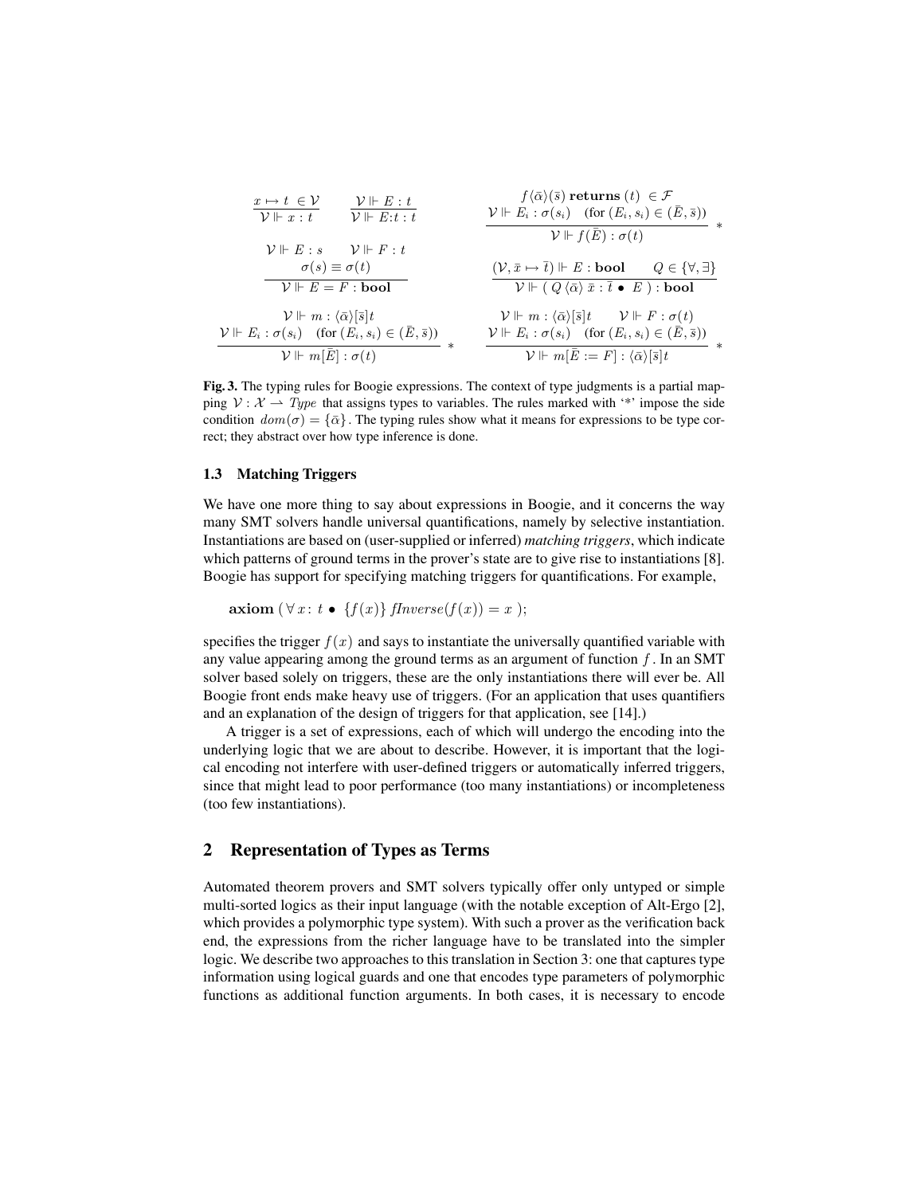$$\frac{x \mapsto t \in \mathcal{V}}{\mathcal{V} \Vdash x : t} \qquad \frac{\mathcal{V} \Vdash E : t}{\mathcal{V} \Vdash E{:}t : t} \qquad \frac{\begin{array}{c} f\langle\bar{\alpha}\rangle(\bar{s})\ \mathbf{returns}\ (t) \in \mathcal{F} \\ \mathcal{V} \Vdash E_i : \sigma(s_i) \quad (\text{for } (E_i, s_i) \in (\bar{E}, \bar{s})) \end{array}}{\mathcal{V} \Vdash f(\bar{E}) : \sigma(t)} *$$

$$\frac{\begin{array}{c} \mathcal{V} \Vdash E : s \qquad \mathcal{V} \Vdash F : t \\ \sigma(s) \equiv \sigma(t) \end{array}}{\mathcal{V} \Vdash E = F : \mathbf{bool}} \qquad \frac{(\mathcal{V}, \bar{x} \mapsto \bar{t}) \Vdash E : \mathbf{bool} \qquad Q \in \{\forall, \exists\}}{\mathcal{V} \Vdash (\ Q\,\langle\bar{\alpha}\rangle\ \bar{x} : \bar{t} \bullet\ E\ ) : \mathbf{bool}}$$

$$\frac{\begin{array}{c} \mathcal{V} \Vdash m : \langle\bar{\alpha}\rangle[\bar{s}]t \\ \mathcal{V} \Vdash E_i : \sigma(s_i) \quad (\text{for } (E_i, s_i) \in (\bar{E}, \bar{s})) \end{array}}{\mathcal{V} \Vdash m[\bar{E}] : \sigma(t)} * \qquad \frac{\begin{array}{c} \mathcal{V} \Vdash m : \langle\bar{\alpha}\rangle[\bar{s}]t \qquad \mathcal{V} \Vdash F : \sigma(t) \\ \mathcal{V} \Vdash E_i : \sigma(s_i) \quad (\text{for } (E_i, s_i) \in (\bar{E}, \bar{s})) \end{array}}{\mathcal{V} \Vdash m[\bar{E} := F] : \langle\bar{\alpha}\rangle[\bar{s}]t} *$$

**Fig. 3.** The typing rules for Boogie expressions. The context of type judgments is a partial mapping $\mathcal{V} : \mathcal{X} \rightharpoonup \mathit{Type}$ that assigns types to variables. The rules marked with '*' impose the side condition $dom(\sigma) = \{\bar{\alpha}\}$. The typing rules show what it means for expressions to be type correct; they abstract over how type inference is done.

### 1.3 Matching Triggers

We have one more thing to say about expressions in Boogie, and it concerns the way many SMT solvers handle universal quantifications, namely by selective instantiation. Instantiations are based on (user-supplied or inferred) *matching triggers*, which indicate which patterns of ground terms in the prover's state are to give rise to instantiations [8]. Boogie has support for specifying matching triggers for quantifications. For example,

$\mathbf{axiom}\ (\ \forall\, x\colon t \bullet\ \{f(x)\}\ \mathit{fInverse}(f(x)) = x\ );$

specifies the trigger $f(x)$ and says to instantiate the universally quantified variable with any value appearing among the ground terms as an argument of function $f$. In an SMT solver based solely on triggers, these are the only instantiations there will ever be. All Boogie front ends make heavy use of triggers. (For an application that uses quantifiers and an explanation of the design of triggers for that application, see [14].)

A trigger is a set of expressions, each of which will undergo the encoding into the underlying logic that we are about to describe. However, it is important that the logical encoding not interfere with user-defined triggers or automatically inferred triggers, since that might lead to poor performance (too many instantiations) or incompleteness (too few instantiations).

## 2 Representation of Types as Terms

Automated theorem provers and SMT solvers typically offer only untyped or simple multi-sorted logics as their input language (with the notable exception of Alt-Ergo [2], which provides a polymorphic type system). With such a prover as the verification back end, the expressions from the richer language have to be translated into the simpler logic. We describe two approaches to this translation in Section 3: one that captures type information using logical guards and one that encodes type parameters of polymorphic functions as additional function arguments. In both cases, it is necessary to encode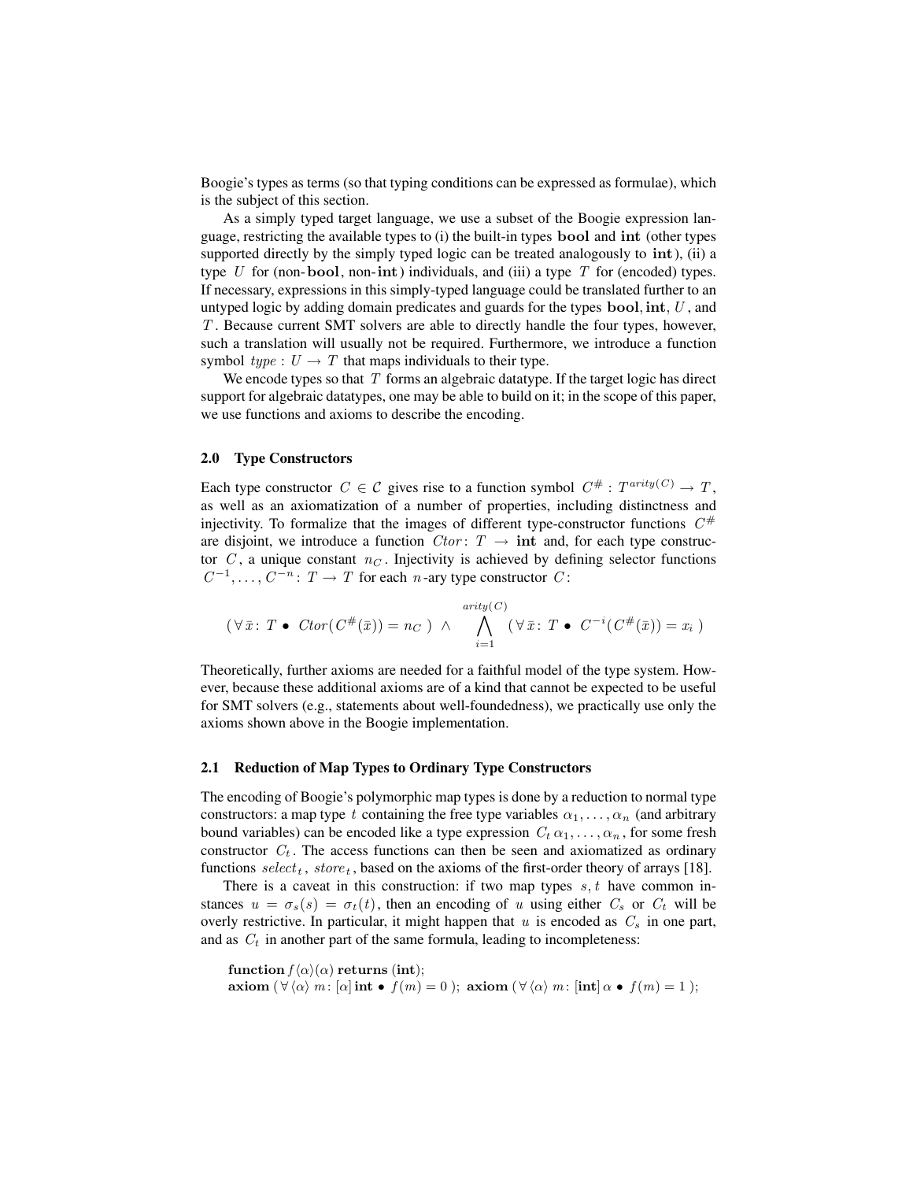Boogie's types as terms (so that typing conditions can be expressed as formulae), which is the subject of this section.

As a simply typed target language, we use a subset of the Boogie expression language, restricting the available types to (i) the built-in types **bool** and **int** (other types supported directly by the simply typed logic can be treated analogously to **int**), (ii) a type $U$ for (non-**bool**, non-**int**) individuals, and (iii) a type $T$ for (encoded) types. If necessary, expressions in this simply-typed language could be translated further to an untyped logic by adding domain predicates and guards for the types **bool**, **int**, $U$, and $T$. Because current SMT solvers are able to directly handle the four types, however, such a translation will usually not be required. Furthermore, we introduce a function symbol $type : U \to T$ that maps individuals to their type.

We encode types so that $T$ forms an algebraic datatype. If the target logic has direct support for algebraic datatypes, one may be able to build on it; in the scope of this paper, we use functions and axioms to describe the encoding.

### 2.0 Type Constructors

Each type constructor $C \in \mathcal{C}$ gives rise to a function symbol $C^{\#} : T^{arity(C)} \to T$, as well as an axiomatization of a number of properties, including distinctness and injectivity. To formalize that the images of different type-constructor functions $C^{\#}$ are disjoint, we introduce a function $Ctor \colon T \to \mathbf{int}$ and, for each type constructor $C$, a unique constant $n_C$. Injectivity is achieved by defining selector functions $C^{-1}, \ldots, C^{-n} \colon T \to T$ for each $n$-ary type constructor $C$:

$$( \forall \bar{x} \colon T \bullet \ Ctor(C^{\#}(\bar{x})) = n_C \ ) \ \wedge \ \bigwedge_{i=1}^{arity(C)} ( \forall \bar{x} \colon T \bullet \ C^{-i}(C^{\#}(\bar{x})) = x_i \ )$$

Theoretically, further axioms are needed for a faithful model of the type system. However, because these additional axioms are of a kind that cannot be expected to be useful for SMT solvers (e.g., statements about well-foundedness), we practically use only the axioms shown above in the Boogie implementation.

### 2.1 Reduction of Map Types to Ordinary Type Constructors

The encoding of Boogie's polymorphic map types is done by a reduction to normal type constructors: a map type $t$ containing the free type variables $\alpha_1, \ldots, \alpha_n$ (and arbitrary bound variables) can be encoded like a type expression $C_t \, \alpha_1, \ldots, \alpha_n$, for some fresh constructor $C_t$. The access functions can then be seen and axiomatized as ordinary functions $select_t$, $store_t$, based on the axioms of the first-order theory of arrays [18].

There is a caveat in this construction: if two map types $s, t$ have common instances $u = \sigma_s(s) = \sigma_t(t)$, then an encoding of $u$ using either $C_s$ or $C_t$ will be overly restrictive. In particular, it might happen that $u$ is encoded as $C_s$ in one part, and as $C_t$ in another part of the same formula, leading to incompleteness:

**function** $f\langle\alpha\rangle(\alpha)$ **returns** (**int**);
**axiom** $( \forall \langle\alpha\rangle \ m \colon [\alpha] \, \mathbf{int} \bullet \ f(m) = 0 \ )$; **axiom** $( \forall \langle\alpha\rangle \ m \colon [\mathbf{int}] \, \alpha \bullet \ f(m) = 1 \ )$;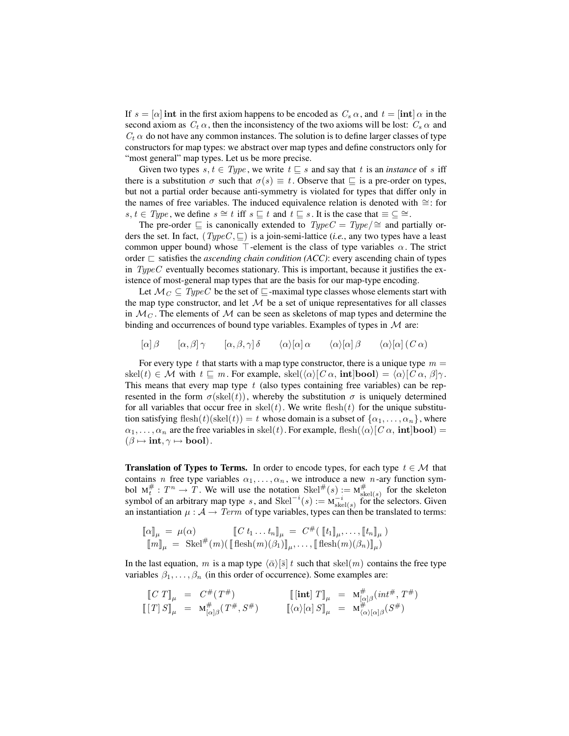If $s = [\alpha]\,\mathbf{int}$ in the first axiom happens to be encoded as $C_s\,\alpha$, and $t = [\mathbf{int}]\,\alpha$ in the second axiom as $C_t\,\alpha$, then the inconsistency of the two axioms will be lost: $C_s\,\alpha$ and $C_t\,\alpha$ do not have any common instances. The solution is to define larger classes of type constructors for map types: we abstract over map types and define constructors only for "most general" map types. Let us be more precise.

Given two types $s, t \in \mathit{Type}$, we write $t \sqsubseteq s$ and say that $t$ is an *instance* of $s$ iff there is a substitution $\sigma$ such that $\sigma(s) \equiv t$. Observe that $\sqsubseteq$ is a pre-order on types, but not a partial order because anti-symmetry is violated for types that differ only in the names of free variables. The induced equivalence relation is denoted with $\cong$: for $s, t \in \mathit{Type}$, we define $s \cong t$ iff $s \sqsubseteq t$ and $t \sqsubseteq s$. It is the case that $\equiv \subseteq \cong$.

The pre-order $\sqsubseteq$ is canonically extended to $\mathit{TypeC} = \mathit{Type}/\cong$ and partially orders the set. In fact, $(\mathit{TypeC}, \sqsubseteq)$ is a join-semi-lattice (*i.e.*, any two types have a least common upper bound) whose $\top$-element is the class of type variables $\alpha$. The strict order $\sqsubset$ satisfies the *ascending chain condition (ACC)*: every ascending chain of types in $\mathit{TypeC}$ eventually becomes stationary. This is important, because it justifies the existence of most-general map types that are the basis for our map-type encoding.

Let $\mathcal{M}_C \subseteq \mathit{TypeC}$ be the set of $\sqsubseteq$-maximal type classes whose elements start with the map type constructor, and let $\mathcal{M}$ be a set of unique representatives for all classes in $\mathcal{M}_C$. The elements of $\mathcal{M}$ can be seen as skeletons of map types and determine the binding and occurrences of bound type variables. Examples of types in $\mathcal{M}$ are:

$$[\alpha]\,\beta \qquad [\alpha,\beta]\,\gamma \qquad [\alpha,\beta,\gamma]\,\delta \qquad \langle\alpha\rangle[\alpha]\,\alpha \qquad \langle\alpha\rangle[\alpha]\,\beta \qquad \langle\alpha\rangle[\alpha]\,(C\,\alpha)$$

For every type $t$ that starts with a map type constructor, there is a unique type $m = \mathrm{skel}(t) \in \mathcal{M}$ with $t \sqsubseteq m$. For example, $\mathrm{skel}(\langle\alpha\rangle[C\,\alpha,\, \mathbf{int}]\mathbf{bool}) = \langle\alpha\rangle[C\,\alpha,\, \beta]\gamma$. This means that every map type $t$ (also types containing free variables) can be represented in the form $\sigma(\mathrm{skel}(t))$, whereby the substitution $\sigma$ is uniquely determined for all variables that occur free in $\mathrm{skel}(t)$. We write $\mathrm{flesh}(t)$ for the unique substitution satisfying $\mathrm{flesh}(t)(\mathrm{skel}(t)) = t$ whose domain is a subset of $\{\alpha_1, \ldots, \alpha_n\}$, where $\alpha_1, \ldots, \alpha_n$ are the free variables in $\mathrm{skel}(t)$. For example, $\mathrm{flesh}(\langle\alpha\rangle[C\,\alpha,\, \mathbf{int}]\mathbf{bool}) = (\beta \mapsto \mathbf{int}, \gamma \mapsto \mathbf{bool})$.

**Translation of Types to Terms.** In order to encode types, for each type $t \in \mathcal{M}$ that contains $n$ free type variables $\alpha_1, \ldots, \alpha_n$, we introduce a new $n$-ary function symbol $\mathrm{M}^{\#}_t : T^n \rightarrow T$. We will use the notation $\mathrm{Skel}^{\#}(s) := \mathrm{M}^{\#}_{\mathrm{skel}(s)}$ for the skeleton symbol of an arbitrary map type $s$, and $\mathrm{Skel}^{-i}(s) := \mathrm{M}^{-i}_{\mathrm{skel}(s)}$ for the selectors. Given an instantiation $\mu : \mathcal{A} \rightarrow \mathit{Term}$ of type variables, types can then be translated to terms:

$$\begin{array}{ll} [\![\alpha]\!]_\mu \;=\; \mu(\alpha) & \qquad [\![C\,t_1 \ldots t_n]\!]_\mu \;=\; C^{\#}(\,[\![t_1]\!]_\mu, \ldots, [\![t_n]\!]_\mu\,) \\ [\![m]\!]_\mu \;=\; \mathrm{Skel}^{\#}(m)(\,[\![\,\mathrm{flesh}(m)(\beta_1)]\!]_\mu, \ldots, [\![\,\mathrm{flesh}(m)(\beta_n)]\!]_\mu) & \end{array}$$

In the last equation, $m$ is a map type $\langle\bar{\alpha}\rangle[\bar{s}]\,t$ such that $\mathrm{skel}(m)$ contains the free type variables $\beta_1, \ldots, \beta_n$ (in this order of occurrence). Some examples are:

$$\begin{array}{lllllll} [\![C\,T]\!]_\mu &=& C^{\#}(T^{\#}) & \qquad & [\![\,[\mathbf{int}]\,T]\!]_\mu &=& \mathrm{M}^{\#}_{[\alpha]\beta}(\mathit{int}^{\#}, T^{\#}) \\ [\![\,[T]\,S]\!]_\mu &=& \mathrm{M}^{\#}_{[\alpha]\beta}(T^{\#}, S^{\#}) & \qquad & [\![\langle\alpha\rangle[\alpha]\,S]\!]_\mu &=& \mathrm{M}^{\#}_{\langle\alpha\rangle[\alpha]\beta}(S^{\#}) \end{array}$$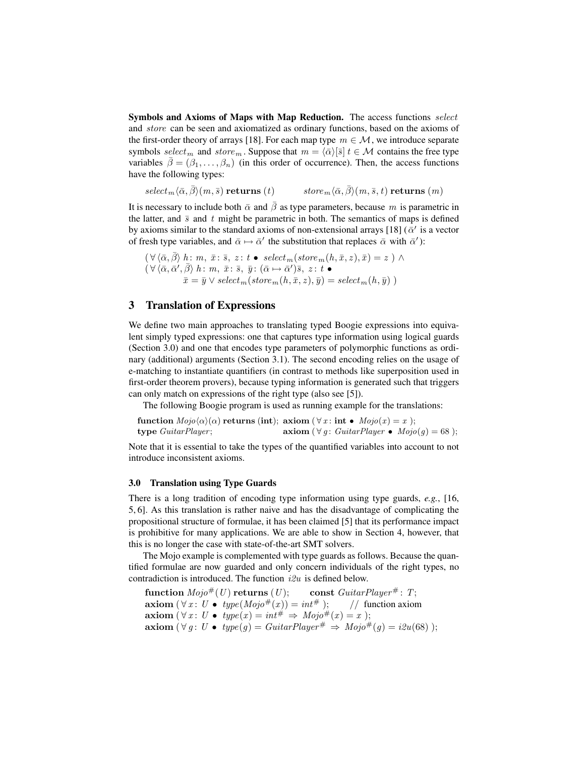**Symbols and Axioms of Maps with Map Reduction.** The access functions *select* and *store* can be seen and axiomatized as ordinary functions, based on the axioms of the first-order theory of arrays [18]. For each map type $m \in \mathcal{M}$, we introduce separate symbols $select_m$ and $store_m$. Suppose that $m = \langle \bar{\alpha} \rangle [\bar{s}]\ t \in \mathcal{M}$ contains the free type variables $\bar{\beta} = (\beta_1, \ldots, \beta_n)$ (in this order of occurrence). Then, the access functions have the following types:

$$select_m \langle \bar{\alpha}, \bar{\beta} \rangle (m, \bar{s})\ \mathbf{returns}\ (t) \qquad\qquad store_m \langle \bar{\alpha}, \bar{\beta} \rangle (m, \bar{s}, t)\ \mathbf{returns}\ (m)$$

It is necessary to include both $\bar{\alpha}$ and $\bar{\beta}$ as type parameters, because $m$ is parametric in the latter, and $\bar{s}$ and $t$ might be parametric in both. The semantics of maps is defined by axioms similar to the standard axioms of non-extensional arrays [18] ($\bar{\alpha}'$ is a vector of fresh type variables, and $\bar{\alpha} \mapsto \bar{\alpha}'$ the substitution that replaces $\bar{\alpha}$ with $\bar{\alpha}'$):

$$\begin{aligned}
&(\,\forall \langle \bar{\alpha}, \bar{\beta} \rangle\ h\colon m,\ \bar{x}\colon \bar{s},\ z\colon t \bullet\ select_m(store_m(h, \bar{x}, z), \bar{x}) = z\ ) \wedge \\
&(\,\forall \langle \bar{\alpha}, \bar{\alpha}', \bar{\beta} \rangle\ h\colon m,\ \bar{x}\colon \bar{s},\ \bar{y}\colon (\bar{\alpha} \mapsto \bar{\alpha}')\bar{s},\ z\colon t \bullet \\
&\qquad\qquad \bar{x} = \bar{y} \vee select_m(store_m(h, \bar{x}, z), \bar{y}) = select_m(h, \bar{y})\ )
\end{aligned}$$

## 3 Translation of Expressions

We define two main approaches to translating typed Boogie expressions into equivalent simply typed expressions: one that captures type information using logical guards (Section 3.0) and one that encodes type parameters of polymorphic functions as ordinary (additional) arguments (Section 3.1). The second encoding relies on the usage of e-matching to instantiate quantifiers (in contrast to methods like superposition used in first-order theorem provers), because typing information is generated such that triggers can only match on expressions of the right type (also see [5]).

The following Boogie program is used as running example for the translations:

$$\begin{aligned}
&\mathbf{function}\ Mojo\langle \alpha \rangle(\alpha)\ \mathbf{returns}\ (\mathbf{int});\ \ \mathbf{axiom}\ (\,\forall x\colon \mathbf{int} \bullet\ Mojo(x) = x\ );\\
&\mathbf{type}\ GuitarPlayer; \qquad\qquad\qquad\qquad\quad\ \mathbf{axiom}\ (\,\forall g\colon GuitarPlayer \bullet\ Mojo(g) = 68\ );
\end{aligned}$$

Note that it is essential to take the types of the quantified variables into account to not introduce inconsistent axioms.

### 3.0 Translation using Type Guards

There is a long tradition of encoding type information using type guards, *e.g.*, [16, 5, 6]. As this translation is rather naive and has the disadvantage of complicating the propositional structure of formulae, it has been claimed [5] that its performance impact is prohibitive for many applications. We are able to show in Section 4, however, that this is no longer the case with state-of-the-art SMT solvers.

The Mojo example is complemented with type guards as follows. Because the quantified formulae are now guarded and only concern individuals of the right types, no contradiction is introduced. The function $i2u$ is defined below.

$$\begin{aligned}
&\mathbf{function}\ Mojo^{\#}(U)\ \mathbf{returns}\ (U); \qquad \mathbf{const}\ GuitarPlayer^{\#}\colon T;\\
&\mathbf{axiom}\ (\,\forall x\colon U \bullet\ type(Mojo^{\#}(x)) = int^{\#}\ ); \qquad \text{// function axiom}\\
&\mathbf{axiom}\ (\,\forall x\colon U \bullet\ type(x) = int^{\#} \Rightarrow Mojo^{\#}(x) = x\ );\\
&\mathbf{axiom}\ (\,\forall g\colon U \bullet\ type(g) = GuitarPlayer^{\#} \Rightarrow Mojo^{\#}(g) = i2u(68)\ );
\end{aligned}$$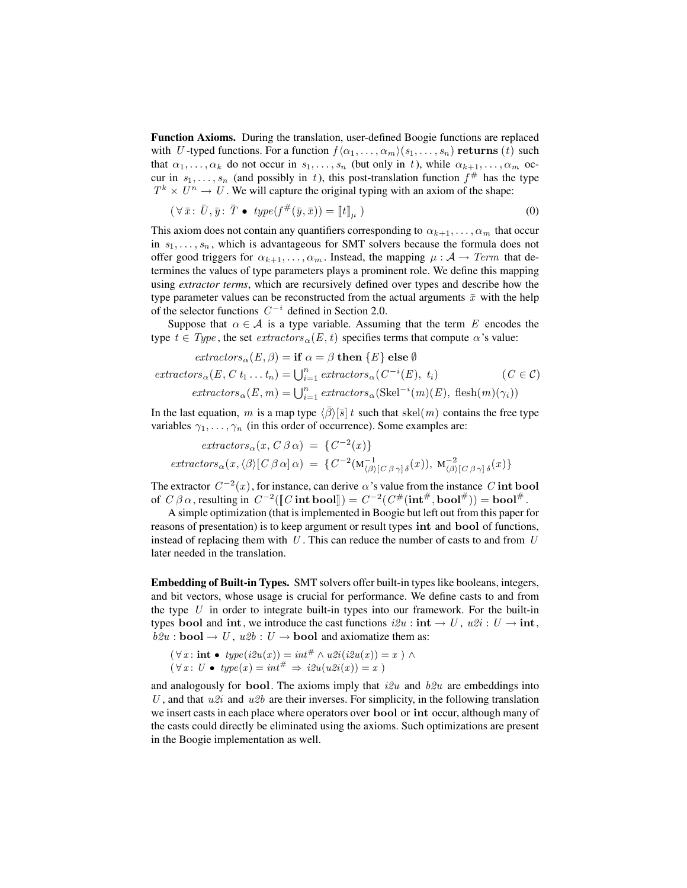**Function Axioms.** During the translation, user-defined Boogie functions are replaced with $U$-typed functions. For a function $f\langle\alpha_1,\ldots,\alpha_m\rangle(s_1,\ldots,s_n)$ **returns** $(t)$ such that $\alpha_1,\ldots,\alpha_k$ do not occur in $s_1,\ldots,s_n$ (but only in $t$), while $\alpha_{k+1},\ldots,\alpha_m$ occur in $s_1,\ldots,s_n$ (and possibly in $t$), this post-translation function $f^{\#}$ has the type $T^k \times U^n \to U$. We will capture the original typing with an axiom of the shape:

$$(\,\forall\, \bar{x}\colon \bar{U}, \bar{y}\colon \bar{T} \bullet\ \mathit{type}(f^{\#}(\bar{y},\bar{x})) = [\![t]\!]_{\mu}\,) \tag{0}$$

This axiom does not contain any quantifiers corresponding to $\alpha_{k+1},\ldots,\alpha_m$ that occur in $s_1,\ldots,s_n$, which is advantageous for SMT solvers because the formula does not offer good triggers for $\alpha_{k+1},\ldots,\alpha_m$. Instead, the mapping $\mu : \mathcal{A} \to \mathit{Term}$ that determines the values of type parameters plays a prominent role. We define this mapping using *extractor terms*, which are recursively defined over types and describe how the type parameter values can be reconstructed from the actual arguments $\bar{x}$ with the help of the selector functions $C^{-i}$ defined in Section 2.0.

Suppose that $\alpha \in \mathcal{A}$ is a type variable. Assuming that the term $E$ encodes the type $t \in \mathit{Type}$, the set $\mathit{extractors}_{\alpha}(E, t)$ specifies terms that compute $\alpha$'s value:

$$\mathit{extractors}_{\alpha}(E,\beta) = \textbf{if } \alpha = \beta \textbf{ then } \{E\} \textbf{ else } \emptyset$$

$$\mathit{extractors}_{\alpha}(E, C\, t_1 \ldots t_n) = \textstyle\bigcup_{i=1}^{n} \mathit{extractors}_{\alpha}(C^{-i}(E),\ t_i) \qquad (C \in \mathcal{C})$$

$$\mathit{extractors}_{\alpha}(E, m) = \textstyle\bigcup_{i=1}^{n} \mathit{extractors}_{\alpha}(\mathrm{Skel}^{-i}(m)(E),\ \mathrm{flesh}(m)(\gamma_i))$$

In the last equation, $m$ is a map type $\langle\bar{\beta}\rangle[\bar{s}]\, t$ such that $\mathrm{skel}(m)$ contains the free type variables $\gamma_1,\ldots,\gamma_n$ (in this order of occurrence). Some examples are:

$$\mathit{extractors}_{\alpha}(x, C\,\beta\,\alpha) \;=\; \{C^{-2}(x)\}$$

$$\mathit{extractors}_{\alpha}(x, \langle\beta\rangle[C\,\beta\,\alpha]\,\alpha) \;=\; \{C^{-2}(\mathrm{M}^{-1}_{\langle\beta\rangle[C\,\beta\,\gamma]\,\delta}(x)),\ \mathrm{M}^{-2}_{\langle\beta\rangle[C\,\beta\,\gamma]\,\delta}(x)\}$$

The extractor $C^{-2}(x)$, for instance, can derive $\alpha$'s value from the instance $C\,\mathbf{int}\,\mathbf{bool}$ of $C\,\beta\,\alpha$, resulting in $C^{-2}([\![C\,\mathbf{int}\,\mathbf{bool}]\!]) = C^{-2}(C^{\#}(\mathbf{int}^{\#},\mathbf{bool}^{\#})) = \mathbf{bool}^{\#}$.

A simple optimization (that is implemented in Boogie but left out from this paper for reasons of presentation) is to keep argument or result types **int** and **bool** of functions, instead of replacing them with $U$. This can reduce the number of casts to and from $U$ later needed in the translation.

**Embedding of Built-in Types.** SMT solvers offer built-in types like booleans, integers, and bit vectors, whose usage is crucial for performance. We define casts to and from the type $U$ in order to integrate built-in types into our framework. For the built-in types **bool** and **int**, we introduce the cast functions $i2u : \mathbf{int} \to U$, $u2i : U \to \mathbf{int}$, $b2u : \mathbf{bool} \to U$, $u2b : U \to \mathbf{bool}$ and axiomatize them as:

$$(\,\forall\, x\colon \mathbf{int} \bullet\ \mathit{type}(i2u(x)) = \mathit{int}^{\#} \wedge u2i(i2u(x)) = x\,) \;\wedge$$
$$(\,\forall\, x\colon U \bullet\ \mathit{type}(x) = \mathit{int}^{\#} \Rightarrow i2u(u2i(x)) = x\,)$$

and analogously for **bool**. The axioms imply that $i2u$ and $b2u$ are embeddings into $U$, and that $u2i$ and $u2b$ are their inverses. For simplicity, in the following translation we insert casts in each place where operators over **bool** or **int** occur, although many of the casts could directly be eliminated using the axioms. Such optimizations are present in the Boogie implementation as well.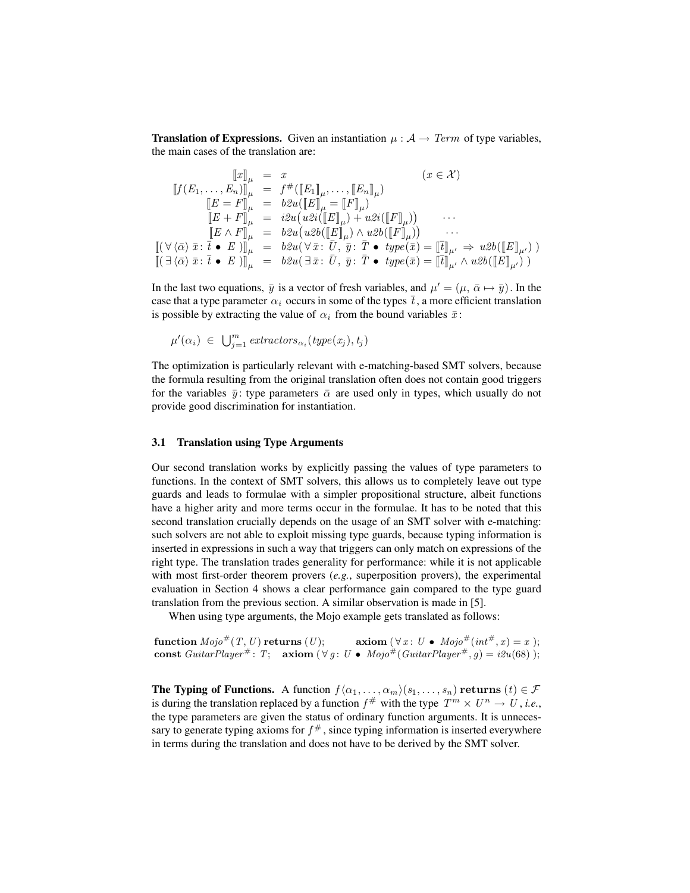**Translation of Expressions.** Given an instantiation $\mu : \mathcal{A} \to \mathit{Term}$ of type variables, the main cases of the translation are:

$$
\begin{array}{rcll}
[\![x]\!]_\mu & = & x & (x \in \mathcal{X}) \\
[\![f(E_1, \ldots, E_n)]\!]_\mu & = & f^{\#}([\![E_1]\!]_\mu, \ldots, [\![E_n]\!]_\mu) & \\
[\![E = F]\!]_\mu & = & \mathit{b2u}([\![E]\!]_\mu = [\![F]\!]_\mu) & \\
[\![E + F]\!]_\mu & = & \mathit{i2u}\big(\mathit{u2i}([\![E]\!]_\mu) + \mathit{u2i}([\![F]\!]_\mu)\big) & \cdots \\
[\![E \wedge F]\!]_\mu & = & \mathit{b2u}\big(\mathit{u2b}([\![E]\!]_\mu) \wedge \mathit{u2b}([\![F]\!]_\mu)\big) & \cdots \\
[\![(\, \forall \langle \bar{\alpha} \rangle \; \bar{x} \colon \bar{t} \bullet \; E \,)]\!]_\mu & = & \mathit{b2u}(\, \forall \bar{x} \colon \bar{U}, \; \bar{y} \colon \bar{T} \bullet \; \mathit{type}(\bar{x}) = [\![\bar{t}]\!]_{\mu'} \Rightarrow \mathit{u2b}([\![E]\!]_{\mu'}) \,) & \\
[\![(\, \exists \langle \bar{\alpha} \rangle \; \bar{x} \colon \bar{t} \bullet \; E \,)]\!]_\mu & = & \mathit{b2u}(\, \exists \bar{x} \colon \bar{U}, \; \bar{y} \colon \bar{T} \bullet \; \mathit{type}(\bar{x}) = [\![\bar{t}]\!]_{\mu'} \wedge \mathit{u2b}([\![E]\!]_{\mu'}) \,) &
\end{array}
$$

In the last two equations, $\bar{y}$ is a vector of fresh variables, and $\mu' = (\mu, \; \bar{\alpha} \mapsto \bar{y})$. In the case that a type parameter $\alpha_i$ occurs in some of the types $\bar{t}$, a more efficient translation is possible by extracting the value of $\alpha_i$ from the bound variables $\bar{x}$:

$$\mu'(\alpha_i) \; \in \; \bigcup_{j=1}^{m} \mathit{extractors}_{\alpha_i}(\mathit{type}(x_j), t_j)$$

The optimization is particularly relevant with e-matching-based SMT solvers, because the formula resulting from the original translation often does not contain good triggers for the variables $\bar{y}$: type parameters $\bar{\alpha}$ are used only in types, which usually do not provide good discrimination for instantiation.

### 3.1 Translation using Type Arguments

Our second translation works by explicitly passing the values of type parameters to functions. In the context of SMT solvers, this allows us to completely leave out type guards and leads to formulae with a simpler propositional structure, albeit functions have a higher arity and more terms occur in the formulae. It has to be noted that this second translation crucially depends on the usage of an SMT solver with e-matching: such solvers are not able to exploit missing type guards, because typing information is inserted in expressions in such a way that triggers can only match on expressions of the right type. The translation trades generality for performance: while it is not applicable with most first-order theorem provers (*e.g.*, superposition provers), the experimental evaluation in Section 4 shows a clear performance gain compared to the type guard translation from the previous section. A similar observation is made in [5].

When using type arguments, the Mojo example gets translated as follows:

**function** $\mathit{Mojo}^{\#}(T, U)$ **returns** $(U)$; **axiom** $(\, \forall x \colon U \bullet \; \mathit{Mojo}^{\#}(\mathit{int}^{\#}, x) = x \,)$;
**const** $\mathit{GuitarPlayer}^{\#} \colon T$; **axiom** $(\, \forall g \colon U \bullet \; \mathit{Mojo}^{\#}(\mathit{GuitarPlayer}^{\#}, g) = \mathit{i2u}(68) \,)$;

**The Typing of Functions.** A function $f\langle \alpha_1, \ldots, \alpha_m \rangle(s_1, \ldots, s_n)$ **returns** $(t) \in \mathcal{F}$ is during the translation replaced by a function $f^{\#}$ with the type $T^m \times U^n \to U$, *i.e.*, the type parameters are given the status of ordinary function arguments. It is unnecessary to generate typing axioms for $f^{\#}$, since typing information is inserted everywhere in terms during the translation and does not have to be derived by the SMT solver.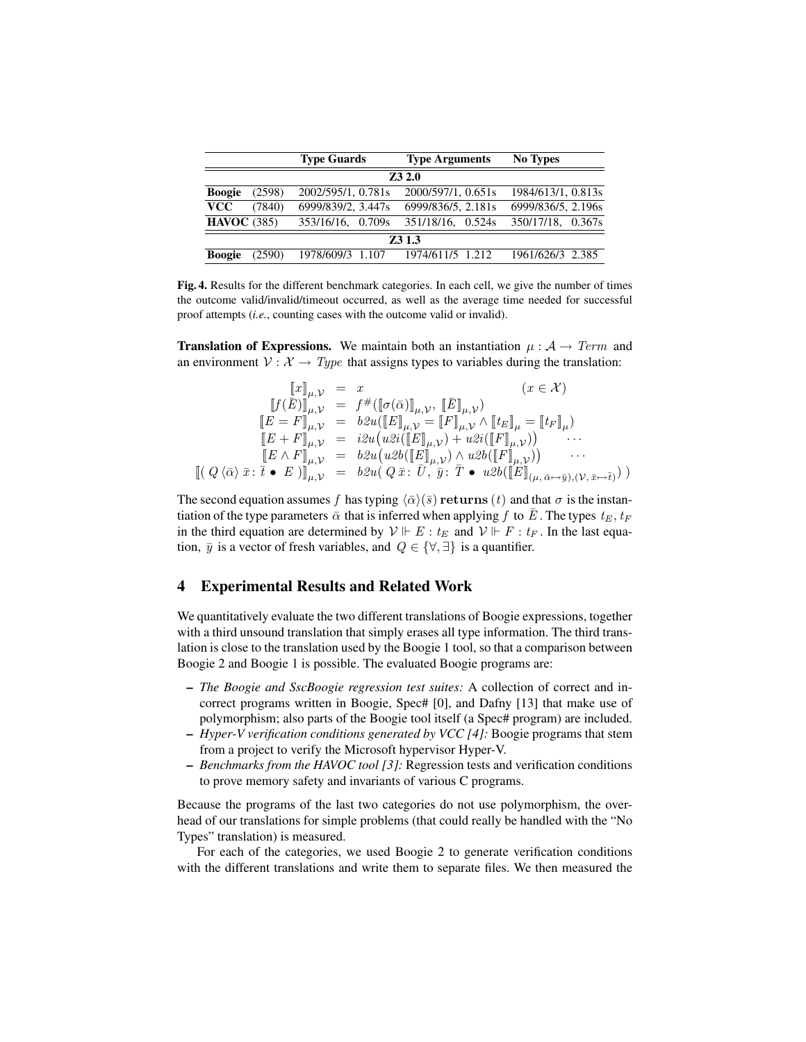| | | Type Guards | Type Arguments | No Types |
|---|---|---|---|---|
| | | **Z3 2.0** | | |
| **Boogie** | (2598) | 2002/595/1, 0.781s | 2000/597/1, 0.651s | 1984/613/1, 0.813s |
| **VCC** | (7840) | 6999/839/2, 3.447s | 6999/836/5, 2.181s | 6999/836/5, 2.196s |
| **HAVOC** | (385) | 353/16/16, 0.709s | 351/18/16, 0.524s | 350/17/18, 0.367s |
| | | **Z3 1.3** | | |
| **Boogie** | (2590) | 1978/609/3 1.107 | 1974/611/5 1.212 | 1961/626/3 2.385 |

**Fig. 4.** Results for the different benchmark categories. In each cell, we give the number of times the outcome valid/invalid/timeout occurred, as well as the average time needed for successful proof attempts (*i.e.*, counting cases with the outcome valid or invalid).

**Translation of Expressions.** We maintain both an instantiation $\mu : \mathcal{A} \to Term$ and an environment $\mathcal{V} : \mathcal{X} \to Type$ that assigns types to variables during the translation:

$$
\begin{array}{rcll}
[\![x]\!]_{\mu,\mathcal{V}} & = & x & (x \in \mathcal{X}) \\
[\![f(\bar{E})]\!]_{\mu,\mathcal{V}} & = & f^{\#}([\![\sigma(\bar{\alpha})]\!]_{\mu,\mathcal{V}},\ [\![\bar{E}]\!]_{\mu,\mathcal{V}}) & \\
[\![E = F]\!]_{\mu,\mathcal{V}} & = & b2u([\![E]\!]_{\mu,\mathcal{V}} = [\![F]\!]_{\mu,\mathcal{V}} \wedge [\![t_E]\!]_{\mu} = [\![t_F]\!]_{\mu}) & \\
[\![E + F]\!]_{\mu,\mathcal{V}} & = & i2u\big(u2i([\![E]\!]_{\mu,\mathcal{V}}) + u2i([\![F]\!]_{\mu,\mathcal{V}})\big) & \cdots \\
[\![E \wedge F]\!]_{\mu,\mathcal{V}} & = & b2u\big(u2b([\![E]\!]_{\mu,\mathcal{V}}) \wedge u2b([\![F]\!]_{\mu,\mathcal{V}})\big) & \cdots \\
[\![(\ Q\,\langle\bar{\alpha}\rangle\ \bar{x} : \bar{t} \bullet E\ )]\!]_{\mu,\mathcal{V}} & = & b2u(\ Q\,\bar{x} : \bar{U},\ \bar{y} : \bar{T} \bullet\ u2b([\![E]\!]_{(\mu,\,\bar{\alpha}\mapsto\bar{y}),(\mathcal{V},\,\bar{x}\mapsto\bar{t})})\ ) &
\end{array}
$$

The second equation assumes $f$ has typing $\langle\bar{\alpha}\rangle(\bar{s})\ \mathbf{returns}\ (t)$ and that $\sigma$ is the instantiation of the type parameters $\bar{\alpha}$ that is inferred when applying $f$ to $\bar{E}$. The types $t_E, t_F$ in the third equation are determined by $\mathcal{V} \Vdash E : t_E$ and $\mathcal{V} \Vdash F : t_F$. In the last equation, $\bar{y}$ is a vector of fresh variables, and $Q \in \{\forall, \exists\}$ is a quantifier.

## 4 Experimental Results and Related Work

We quantitatively evaluate the two different translations of Boogie expressions, together with a third unsound translation that simply erases all type information. The third translation is close to the translation used by the Boogie 1 tool, so that a comparison between Boogie 2 and Boogie 1 is possible. The evaluated Boogie programs are:

- *The Boogie and SscBoogie regression test suites:* A collection of correct and incorrect programs written in Boogie, Spec# [0], and Dafny [13] that make use of polymorphism; also parts of the Boogie tool itself (a Spec# program) are included.
- *Hyper-V verification conditions generated by VCC [4]:* Boogie programs that stem from a project to verify the Microsoft hypervisor Hyper-V.
- *Benchmarks from the HAVOC tool [3]:* Regression tests and verification conditions to prove memory safety and invariants of various C programs.

Because the programs of the last two categories do not use polymorphism, the overhead of our translations for simple problems (that could really be handled with the "No Types" translation) is measured.

For each of the categories, we used Boogie 2 to generate verification conditions with the different translations and write them to separate files. We then measured the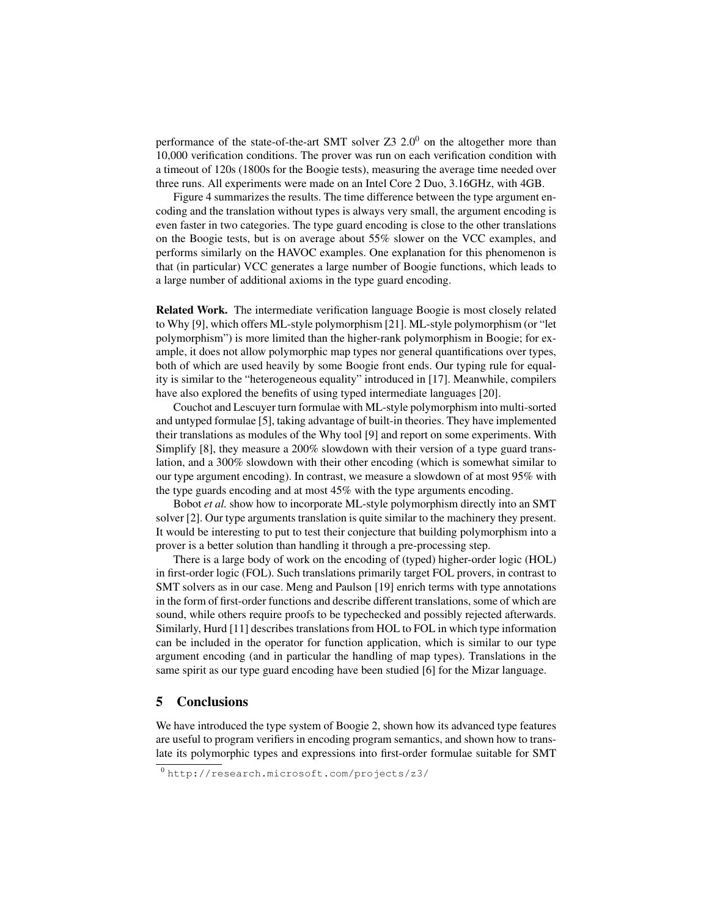performance of the state-of-the-art SMT solver Z3 2.0[0] on the altogether more than 10,000 verification conditions. The prover was run on each verification condition with a timeout of 120s (1800s for the Boogie tests), measuring the average time needed over three runs. All experiments were made on an Intel Core 2 Duo, 3.16GHz, with 4GB.

Figure 4 summarizes the results. The time difference between the type argument encoding and the translation without types is always very small, the argument encoding is even faster in two categories. The type guard encoding is close to the other translations on the Boogie tests, but is on average about 55% slower on the VCC examples, and performs similarly on the HAVOC examples. One explanation for this phenomenon is that (in particular) VCC generates a large number of Boogie functions, which leads to a large number of additional axioms in the type guard encoding.

**Related Work.** The intermediate verification language Boogie is most closely related to Why [9], which offers ML-style polymorphism [21]. ML-style polymorphism (or "let polymorphism") is more limited than the higher-rank polymorphism in Boogie; for example, it does not allow polymorphic map types nor general quantifications over types, both of which are used heavily by some Boogie front ends. Our typing rule for equality is similar to the "heterogeneous equality" introduced in [17]. Meanwhile, compilers have also explored the benefits of using typed intermediate languages [20].

Couchot and Lescuyer turn formulae with ML-style polymorphism into multi-sorted and untyped formulae [5], taking advantage of built-in theories. They have implemented their translations as modules of the Why tool [9] and report on some experiments. With Simplify [8], they measure a 200% slowdown with their version of a type guard translation, and a 300% slowdown with their other encoding (which is somewhat similar to our type argument encoding). In contrast, we measure a slowdown of at most 95% with the type guards encoding and at most 45% with the type arguments encoding.

Bobot *et al.* show how to incorporate ML-style polymorphism directly into an SMT solver [2]. Our type arguments translation is quite similar to the machinery they present. It would be interesting to put to test their conjecture that building polymorphism into a prover is a better solution than handling it through a pre-processing step.

There is a large body of work on the encoding of (typed) higher-order logic (HOL) in first-order logic (FOL). Such translations primarily target FOL provers, in contrast to SMT solvers as in our case. Meng and Paulson [19] enrich terms with type annotations in the form of first-order functions and describe different translations, some of which are sound, while others require proofs to be typechecked and possibly rejected afterwards. Similarly, Hurd [11] describes translations from HOL to FOL in which type information can be included in the operator for function application, which is similar to our type argument encoding (and in particular the handling of map types). Translations in the same spirit as our type guard encoding have been studied [6] for the Mizar language.

## 5 Conclusions

We have introduced the type system of Boogie 2, shown how its advanced type features are useful to program verifiers in encoding program semantics, and shown how to translate its polymorphic types and expressions into first-order formulae suitable for SMT

[0] http://research.microsoft.com/projects/z3/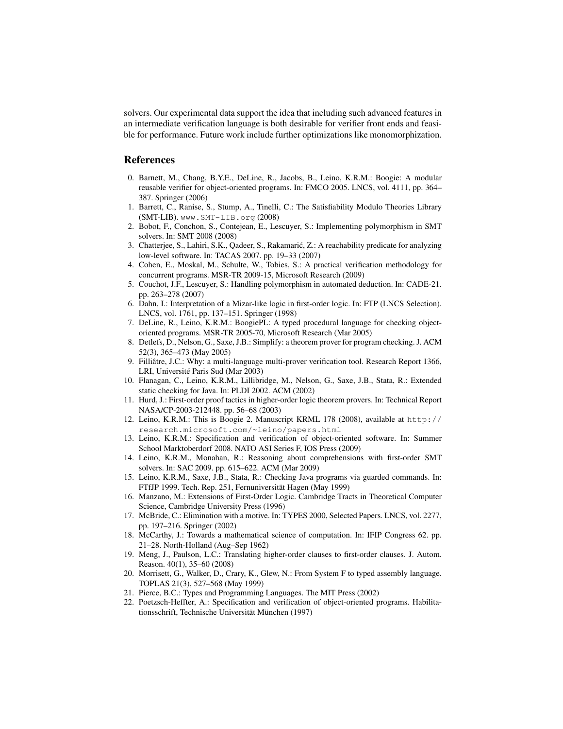solvers. Our experimental data support the idea that including such advanced features in an intermediate verification language is both desirable for verifier front ends and feasible for performance. Future work include further optimizations like monomorphization.

## References

0. Barnett, M., Chang, B.Y.E., DeLine, R., Jacobs, B., Leino, K.R.M.: Boogie: A modular reusable verifier for object-oriented programs. In: FMCO 2005. LNCS, vol. 4111, pp. 364–387. Springer (2006)
1. Barrett, C., Ranise, S., Stump, A., Tinelli, C.: The Satisfiability Modulo Theories Library (SMT-LIB). www.SMT-LIB.org (2008)
2. Bobot, F., Conchon, S., Contejean, E., Lescuyer, S.: Implementing polymorphism in SMT solvers. In: SMT 2008 (2008)
3. Chatterjee, S., Lahiri, S.K., Qadeer, S., Rakamarić, Z.: A reachability predicate for analyzing low-level software. In: TACAS 2007. pp. 19–33 (2007)
4. Cohen, E., Moskal, M., Schulte, W., Tobies, S.: A practical verification methodology for concurrent programs. MSR-TR 2009-15, Microsoft Research (2009)
5. Couchot, J.F., Lescuyer, S.: Handling polymorphism in automated deduction. In: CADE-21. pp. 263–278 (2007)
6. Dahn, I.: Interpretation of a Mizar-like logic in first-order logic. In: FTP (LNCS Selection). LNCS, vol. 1761, pp. 137–151. Springer (1998)
7. DeLine, R., Leino, K.R.M.: BoogiePL: A typed procedural language for checking object-oriented programs. MSR-TR 2005-70, Microsoft Research (Mar 2005)
8. Detlefs, D., Nelson, G., Saxe, J.B.: Simplify: a theorem prover for program checking. J. ACM 52(3), 365–473 (May 2005)
9. Filliâtre, J.C.: Why: a multi-language multi-prover verification tool. Research Report 1366, LRI, Université Paris Sud (Mar 2003)
10. Flanagan, C., Leino, K.R.M., Lillibridge, M., Nelson, G., Saxe, J.B., Stata, R.: Extended static checking for Java. In: PLDI 2002. ACM (2002)
11. Hurd, J.: First-order proof tactics in higher-order logic theorem provers. In: Technical Report NASA/CP-2003-212448. pp. 56–68 (2003)
12. Leino, K.R.M.: This is Boogie 2. Manuscript KRML 178 (2008), available at http://research.microsoft.com/~leino/papers.html
13. Leino, K.R.M.: Specification and verification of object-oriented software. In: Summer School Marktoberdorf 2008. NATO ASI Series F, IOS Press (2009)
14. Leino, K.R.M., Monahan, R.: Reasoning about comprehensions with first-order SMT solvers. In: SAC 2009. pp. 615–622. ACM (Mar 2009)
15. Leino, K.R.M., Saxe, J.B., Stata, R.: Checking Java programs via guarded commands. In: FTfJP 1999. Tech. Rep. 251, Fernuniversität Hagen (May 1999)
16. Manzano, M.: Extensions of First-Order Logic. Cambridge Tracts in Theoretical Computer Science, Cambridge University Press (1996)
17. McBride, C.: Elimination with a motive. In: TYPES 2000, Selected Papers. LNCS, vol. 2277, pp. 197–216. Springer (2002)
18. McCarthy, J.: Towards a mathematical science of computation. In: IFIP Congress 62. pp. 21–28. North-Holland (Aug–Sep 1962)
19. Meng, J., Paulson, L.C.: Translating higher-order clauses to first-order clauses. J. Autom. Reason. 40(1), 35–60 (2008)
20. Morrisett, G., Walker, D., Crary, K., Glew, N.: From System F to typed assembly language. TOPLAS 21(3), 527–568 (May 1999)
21. Pierce, B.C.: Types and Programming Languages. The MIT Press (2002)
22. Poetzsch-Heffter, A.: Specification and verification of object-oriented programs. Habilitationsschrift, Technische Universität München (1997)